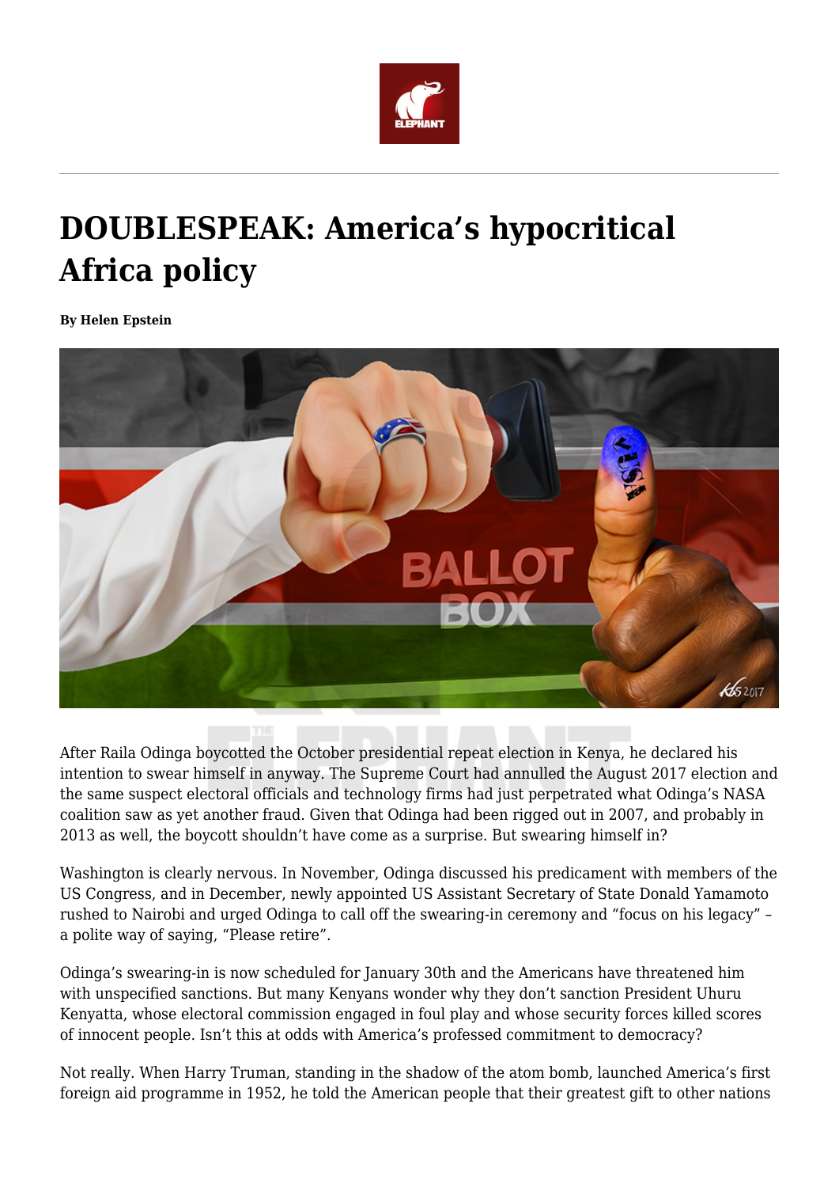# DOUBLESPEAK: America's hypocritical Africa policy

**By Helen Epstein**

After Raila Odinga boycotted the October presidential repeat election in Kenya, he declared his intention to swear himself in anyway. The Supreme Court had annulled the August 2017 election and the same suspect electoral officials and technology firms had just perpetrated what Odinga's NASA coalition saw as yet another fraud. Given that Odinga had been rigged out in 2007, and probably in 2013 as well, the boycott shouldn't have come as a surprise. But swearing himself in?

Washington is clearly nervous. In November, Odinga discussed his predicament with members of the US Congress, and in December, newly appointed US Assistant Secretary of State Donald Yamamoto rushed to Nairobi and urged Odinga to call off the swearing-in ceremony and "focus on his legacy" – a polite way of saying, "Please retire".

Odinga's swearing-in is now scheduled for January 30th and the Americans have threatened him with unspecified sanctions. But many Kenyans wonder why they don't sanction President Uhuru Kenyatta, whose electoral commission engaged in foul play and whose security forces killed scores of innocent people. Isn't this at odds with America's professed commitment to democracy?

Not really. When Harry Truman, standing in the shadow of the atom bomb, launched America's first foreign aid programme in 1952, he told the American people that their greatest gift to other nations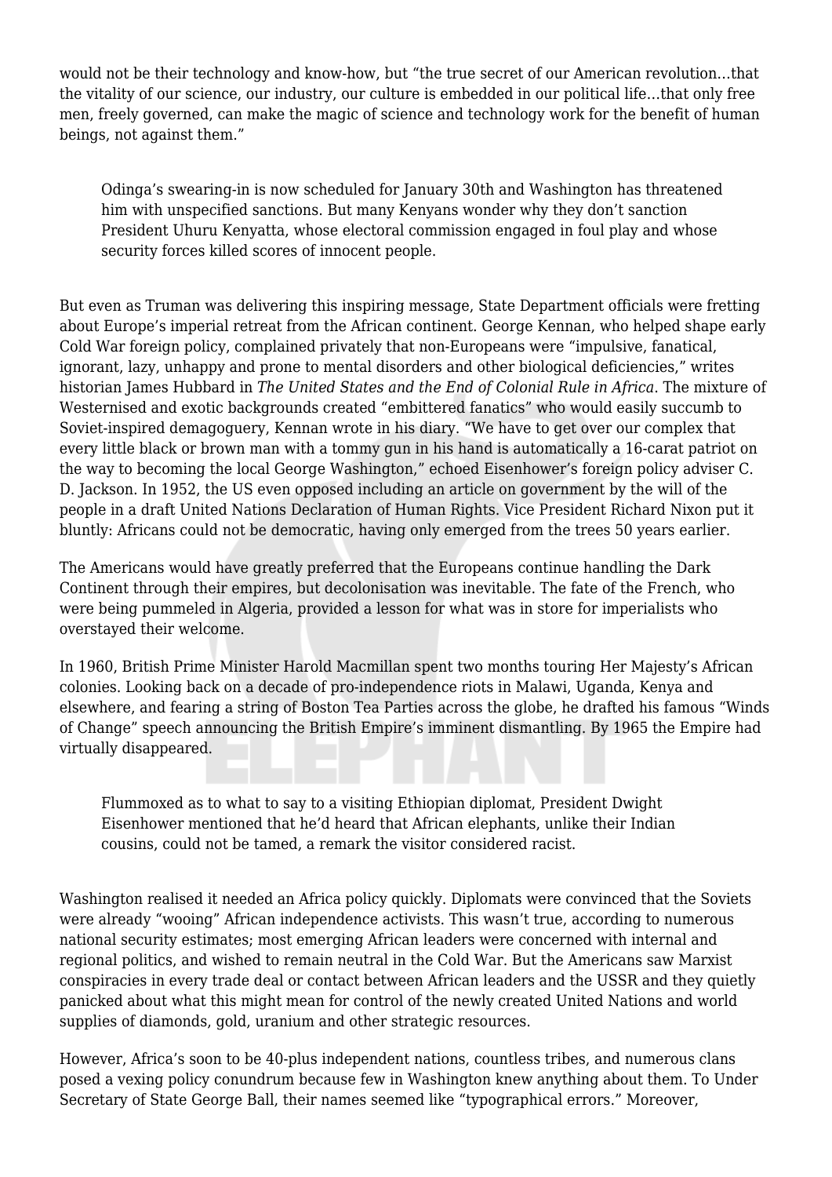would not be their technology and know-how, but "the true secret of our American revolution…that the vitality of our science, our industry, our culture is embedded in our political life…that only free men, freely governed, can make the magic of science and technology work for the benefit of human beings, not against them."

> Odinga's swearing-in is now scheduled for January 30th and Washington has threatened him with unspecified sanctions. But many Kenyans wonder why they don't sanction President Uhuru Kenyatta, whose electoral commission engaged in foul play and whose security forces killed scores of innocent people.

But even as Truman was delivering this inspiring message, State Department officials were fretting about Europe's imperial retreat from the African continent. George Kennan, who helped shape early Cold War foreign policy, complained privately that non-Europeans were "impulsive, fanatical, ignorant, lazy, unhappy and prone to mental disorders and other biological deficiencies," writes historian James Hubbard in *The United States and the End of Colonial Rule in Africa*. The mixture of Westernised and exotic backgrounds created "embittered fanatics" who would easily succumb to Soviet-inspired demagoguery, Kennan wrote in his diary. "We have to get over our complex that every little black or brown man with a tommy gun in his hand is automatically a 16-carat patriot on the way to becoming the local George Washington," echoed Eisenhower's foreign policy adviser C. D. Jackson. In 1952, the US even opposed including an article on government by the will of the people in a draft United Nations Declaration of Human Rights. Vice President Richard Nixon put it bluntly: Africans could not be democratic, having only emerged from the trees 50 years earlier.

The Americans would have greatly preferred that the Europeans continue handling the Dark Continent through their empires, but decolonisation was inevitable. The fate of the French, who were being pummeled in Algeria, provided a lesson for what was in store for imperialists who overstayed their welcome.

In 1960, British Prime Minister Harold Macmillan spent two months touring Her Majesty's African colonies. Looking back on a decade of pro-independence riots in Malawi, Uganda, Kenya and elsewhere, and fearing a string of Boston Tea Parties across the globe, he drafted his famous "Winds of Change" speech announcing the British Empire's imminent dismantling. By 1965 the Empire had virtually disappeared.

> Flummoxed as to what to say to a visiting Ethiopian diplomat, President Dwight Eisenhower mentioned that he'd heard that African elephants, unlike their Indian cousins, could not be tamed, a remark the visitor considered racist.

Washington realised it needed an Africa policy quickly. Diplomats were convinced that the Soviets were already "wooing" African independence activists. This wasn't true, according to numerous national security estimates; most emerging African leaders were concerned with internal and regional politics, and wished to remain neutral in the Cold War. But the Americans saw Marxist conspiracies in every trade deal or contact between African leaders and the USSR and they quietly panicked about what this might mean for control of the newly created United Nations and world supplies of diamonds, gold, uranium and other strategic resources.

However, Africa's soon to be 40-plus independent nations, countless tribes, and numerous clans posed a vexing policy conundrum because few in Washington knew anything about them. To Under Secretary of State George Ball, their names seemed like "typographical errors." Moreover,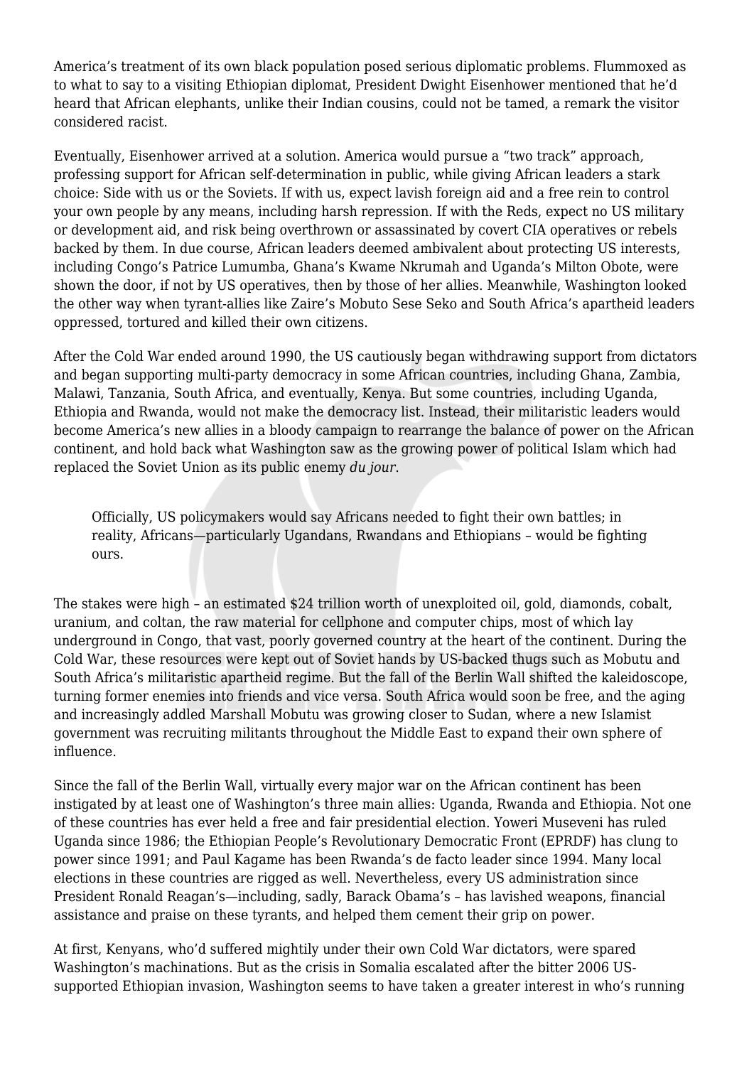America's treatment of its own black population posed serious diplomatic problems. Flummoxed as to what to say to a visiting Ethiopian diplomat, President Dwight Eisenhower mentioned that he'd heard that African elephants, unlike their Indian cousins, could not be tamed, a remark the visitor considered racist.

Eventually, Eisenhower arrived at a solution. America would pursue a "two track" approach, professing support for African self-determination in public, while giving African leaders a stark choice: Side with us or the Soviets. If with us, expect lavish foreign aid and a free rein to control your own people by any means, including harsh repression. If with the Reds, expect no US military or development aid, and risk being overthrown or assassinated by covert CIA operatives or rebels backed by them. In due course, African leaders deemed ambivalent about protecting US interests, including Congo's Patrice Lumumba, Ghana's Kwame Nkrumah and Uganda's Milton Obote, were shown the door, if not by US operatives, then by those of her allies. Meanwhile, Washington looked the other way when tyrant-allies like Zaire's Mobuto Sese Seko and South Africa's apartheid leaders oppressed, tortured and killed their own citizens.

After the Cold War ended around 1990, the US cautiously began withdrawing support from dictators and began supporting multi-party democracy in some African countries, including Ghana, Zambia, Malawi, Tanzania, South Africa, and eventually, Kenya. But some countries, including Uganda, Ethiopia and Rwanda, would not make the democracy list. Instead, their militaristic leaders would become America's new allies in a bloody campaign to rearrange the balance of power on the African continent, and hold back what Washington saw as the growing power of political Islam which had replaced the Soviet Union as its public enemy *du jour*.

> Officially, US policymakers would say Africans needed to fight their own battles; in reality, Africans—particularly Ugandans, Rwandans and Ethiopians – would be fighting ours.

The stakes were high – an estimated $24 trillion worth of unexploited oil, gold, diamonds, cobalt, uranium, and coltan, the raw material for cellphone and computer chips, most of which lay underground in Congo, that vast, poorly governed country at the heart of the continent. During the Cold War, these resources were kept out of Soviet hands by US-backed thugs such as Mobutu and South Africa's militaristic apartheid regime. But the fall of the Berlin Wall shifted the kaleidoscope, turning former enemies into friends and vice versa. South Africa would soon be free, and the aging and increasingly addled Marshall Mobutu was growing closer to Sudan, where a new Islamist government was recruiting militants throughout the Middle East to expand their own sphere of influence.

Since the fall of the Berlin Wall, virtually every major war on the African continent has been instigated by at least one of Washington's three main allies: Uganda, Rwanda and Ethiopia. Not one of these countries has ever held a free and fair presidential election. Yoweri Museveni has ruled Uganda since 1986; the Ethiopian People's Revolutionary Democratic Front (EPRDF) has clung to power since 1991; and Paul Kagame has been Rwanda's de facto leader since 1994. Many local elections in these countries are rigged as well. Nevertheless, every US administration since President Ronald Reagan's—including, sadly, Barack Obama's – has lavished weapons, financial assistance and praise on these tyrants, and helped them cement their grip on power.

At first, Kenyans, who'd suffered mightily under their own Cold War dictators, were spared Washington's machinations. But as the crisis in Somalia escalated after the bitter 2006 US-supported Ethiopian invasion, Washington seems to have taken a greater interest in who's running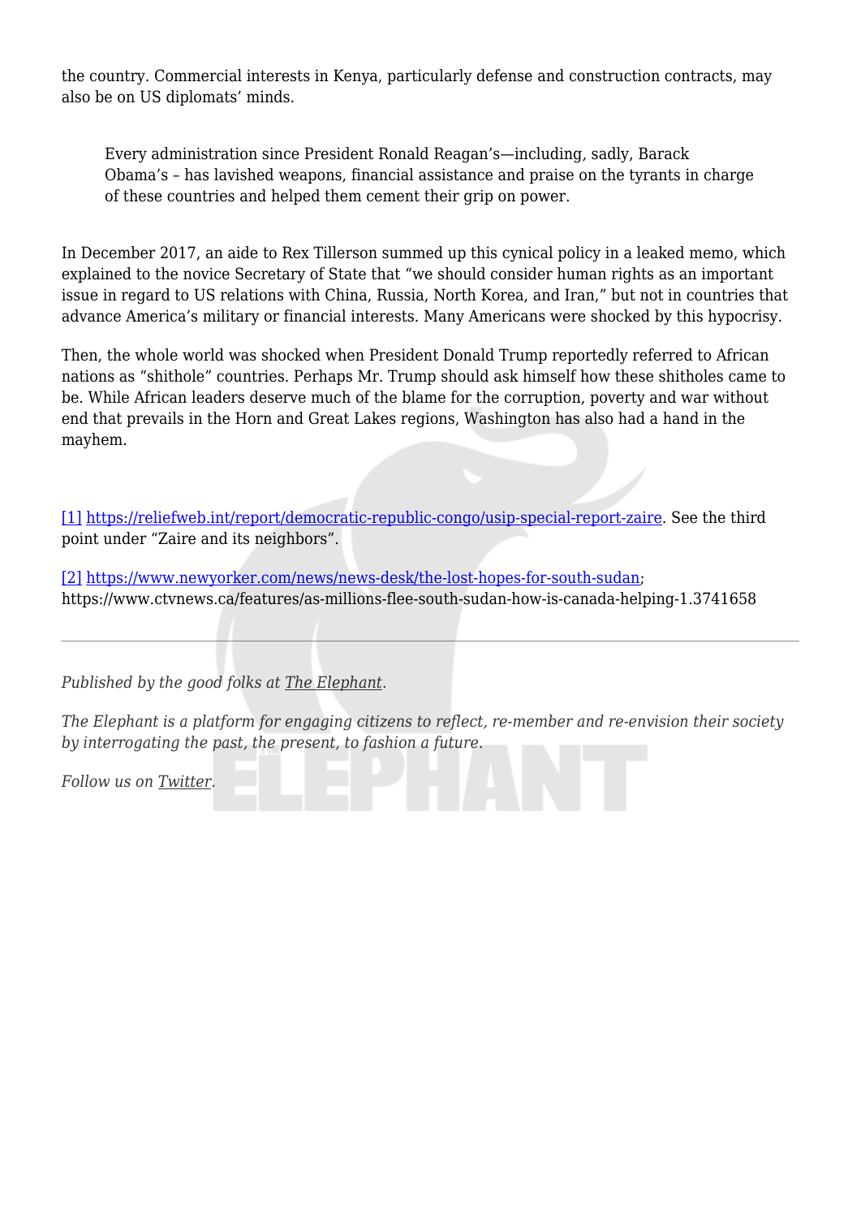the country. Commercial interests in Kenya, particularly defense and construction contracts, may also be on US diplomats' minds.

> Every administration since President Ronald Reagan's—including, sadly, Barack Obama's – has lavished weapons, financial assistance and praise on the tyrants in charge of these countries and helped them cement their grip on power.

In December 2017, an aide to Rex Tillerson summed up this cynical policy in a leaked memo, which explained to the novice Secretary of State that "we should consider human rights as an important issue in regard to US relations with China, Russia, North Korea, and Iran," but not in countries that advance America's military or financial interests. Many Americans were shocked by this hypocrisy.

Then, the whole world was shocked when President Donald Trump reportedly referred to African nations as "shithole" countries. Perhaps Mr. Trump should ask himself how these shitholes came to be. While African leaders deserve much of the blame for the corruption, poverty and war without end that prevails in the Horn and Great Lakes regions, Washington has also had a hand in the mayhem.

[1] https://reliefweb.int/report/democratic-republic-congo/usip-special-report-zaire. See the third point under "Zaire and its neighbors".

[2] https://www.newyorker.com/news/news-desk/the-lost-hopes-for-south-sudan; https://www.ctvnews.ca/features/as-millions-flee-south-sudan-how-is-canada-helping-1.3741658

---

*Published by the good folks at The Elephant.*

*The Elephant is a platform for engaging citizens to reflect, re-member and re-envision their society by interrogating the past, the present, to fashion a future.*

*Follow us on Twitter.*